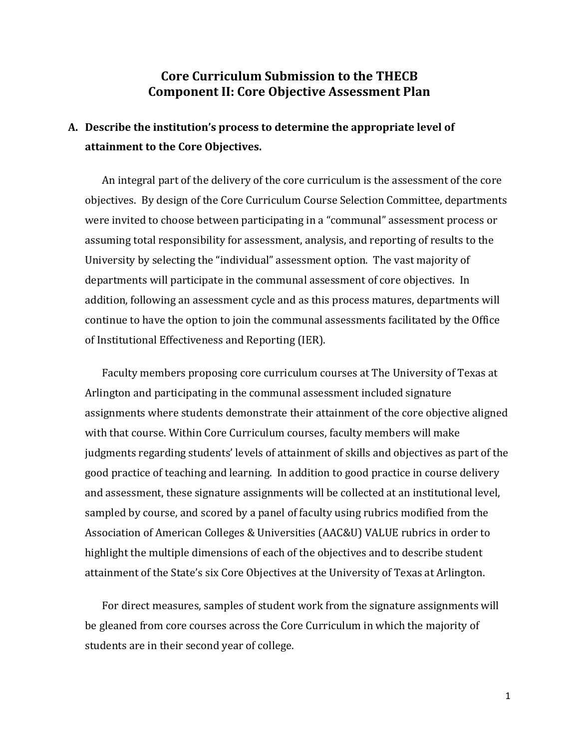# Core Curriculum Submission to the THECB
# Component II: Core Objective Assessment Plan

## A. Describe the institution's process to determine the appropriate level of attainment to the Core Objectives.

An integral part of the delivery of the core curriculum is the assessment of the core objectives. By design of the Core Curriculum Course Selection Committee, departments were invited to choose between participating in a "communal" assessment process or assuming total responsibility for assessment, analysis, and reporting of results to the University by selecting the "individual" assessment option. The vast majority of departments will participate in the communal assessment of core objectives. In addition, following an assessment cycle and as this process matures, departments will continue to have the option to join the communal assessments facilitated by the Office of Institutional Effectiveness and Reporting (IER).

Faculty members proposing core curriculum courses at The University of Texas at Arlington and participating in the communal assessment included signature assignments where students demonstrate their attainment of the core objective aligned with that course. Within Core Curriculum courses, faculty members will make judgments regarding students' levels of attainment of skills and objectives as part of the good practice of teaching and learning. In addition to good practice in course delivery and assessment, these signature assignments will be collected at an institutional level, sampled by course, and scored by a panel of faculty using rubrics modified from the Association of American Colleges & Universities (AAC&U) VALUE rubrics in order to highlight the multiple dimensions of each of the objectives and to describe student attainment of the State's six Core Objectives at the University of Texas at Arlington.

For direct measures, samples of student work from the signature assignments will be gleaned from core courses across the Core Curriculum in which the majority of students are in their second year of college.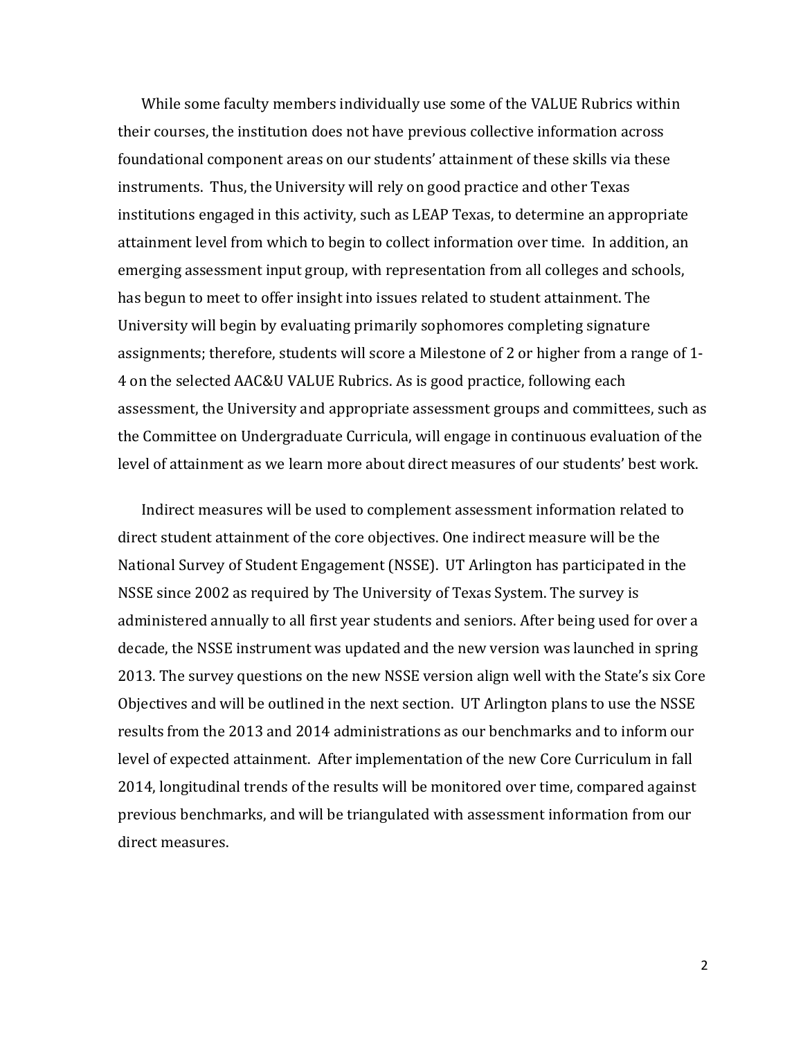While some faculty members individually use some of the VALUE Rubrics within their courses, the institution does not have previous collective information across foundational component areas on our students' attainment of these skills via these instruments. Thus, the University will rely on good practice and other Texas institutions engaged in this activity, such as LEAP Texas, to determine an appropriate attainment level from which to begin to collect information over time. In addition, an emerging assessment input group, with representation from all colleges and schools, has begun to meet to offer insight into issues related to student attainment. The University will begin by evaluating primarily sophomores completing signature assignments; therefore, students will score a Milestone of 2 or higher from a range of 1-4 on the selected AAC&U VALUE Rubrics. As is good practice, following each assessment, the University and appropriate assessment groups and committees, such as the Committee on Undergraduate Curricula, will engage in continuous evaluation of the level of attainment as we learn more about direct measures of our students' best work.

Indirect measures will be used to complement assessment information related to direct student attainment of the core objectives. One indirect measure will be the National Survey of Student Engagement (NSSE). UT Arlington has participated in the NSSE since 2002 as required by The University of Texas System. The survey is administered annually to all first year students and seniors. After being used for over a decade, the NSSE instrument was updated and the new version was launched in spring 2013. The survey questions on the new NSSE version align well with the State's six Core Objectives and will be outlined in the next section. UT Arlington plans to use the NSSE results from the 2013 and 2014 administrations as our benchmarks and to inform our level of expected attainment. After implementation of the new Core Curriculum in fall 2014, longitudinal trends of the results will be monitored over time, compared against previous benchmarks, and will be triangulated with assessment information from our direct measures.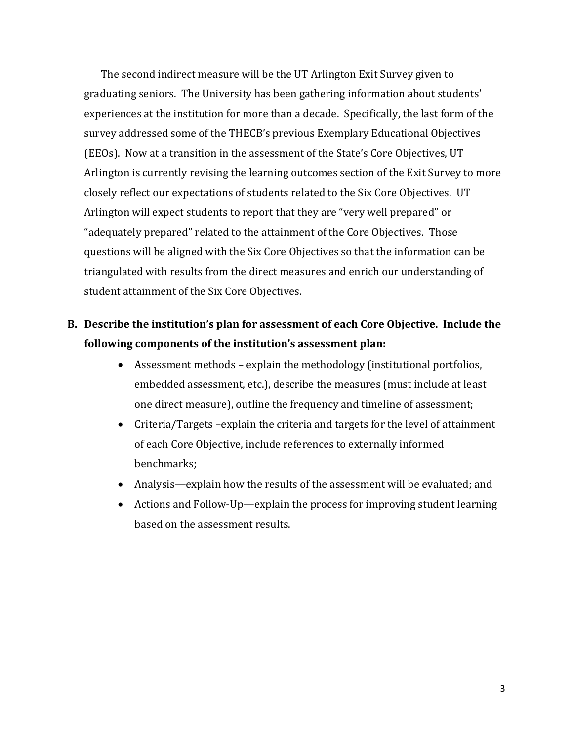The second indirect measure will be the UT Arlington Exit Survey given to graduating seniors. The University has been gathering information about students' experiences at the institution for more than a decade. Specifically, the last form of the survey addressed some of the THECB's previous Exemplary Educational Objectives (EEOs). Now at a transition in the assessment of the State's Core Objectives, UT Arlington is currently revising the learning outcomes section of the Exit Survey to more closely reflect our expectations of students related to the Six Core Objectives. UT Arlington will expect students to report that they are "very well prepared" or "adequately prepared" related to the attainment of the Core Objectives. Those questions will be aligned with the Six Core Objectives so that the information can be triangulated with results from the direct measures and enrich our understanding of student attainment of the Six Core Objectives.

**B. Describe the institution's plan for assessment of each Core Objective. Include the following components of the institution's assessment plan:**

- Assessment methods – explain the methodology (institutional portfolios, embedded assessment, etc.), describe the measures (must include at least one direct measure), outline the frequency and timeline of assessment;
- Criteria/Targets –explain the criteria and targets for the level of attainment of each Core Objective, include references to externally informed benchmarks;
- Analysis—explain how the results of the assessment will be evaluated; and
- Actions and Follow-Up—explain the process for improving student learning based on the assessment results.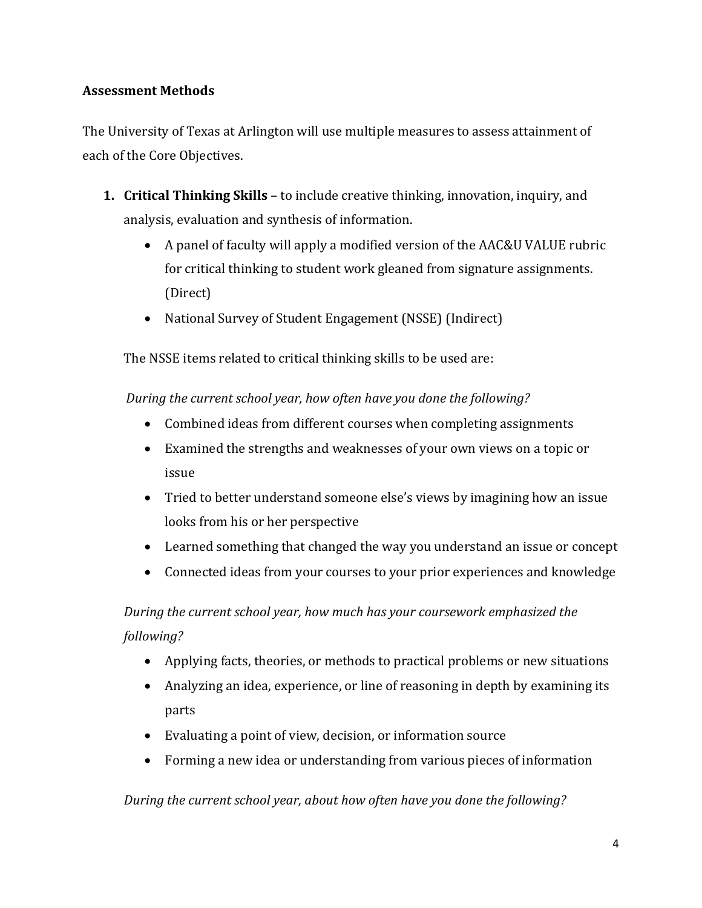**Assessment Methods**

The University of Texas at Arlington will use multiple measures to assess attainment of each of the Core Objectives.

1. **Critical Thinking Skills** – to include creative thinking, innovation, inquiry, and analysis, evaluation and synthesis of information.
   - A panel of faculty will apply a modified version of the AAC&U VALUE rubric for critical thinking to student work gleaned from signature assignments. (Direct)
   - National Survey of Student Engagement (NSSE) (Indirect)

   The NSSE items related to critical thinking skills to be used are:

   *During the current school year, how often have you done the following?*
   - Combined ideas from different courses when completing assignments
   - Examined the strengths and weaknesses of your own views on a topic or issue
   - Tried to better understand someone else's views by imagining how an issue looks from his or her perspective
   - Learned something that changed the way you understand an issue or concept
   - Connected ideas from your courses to your prior experiences and knowledge

   *During the current school year, how much has your coursework emphasized the following?*
   - Applying facts, theories, or methods to practical problems or new situations
   - Analyzing an idea, experience, or line of reasoning in depth by examining its parts
   - Evaluating a point of view, decision, or information source
   - Forming a new idea or understanding from various pieces of information

   *During the current school year, about how often have you done the following?*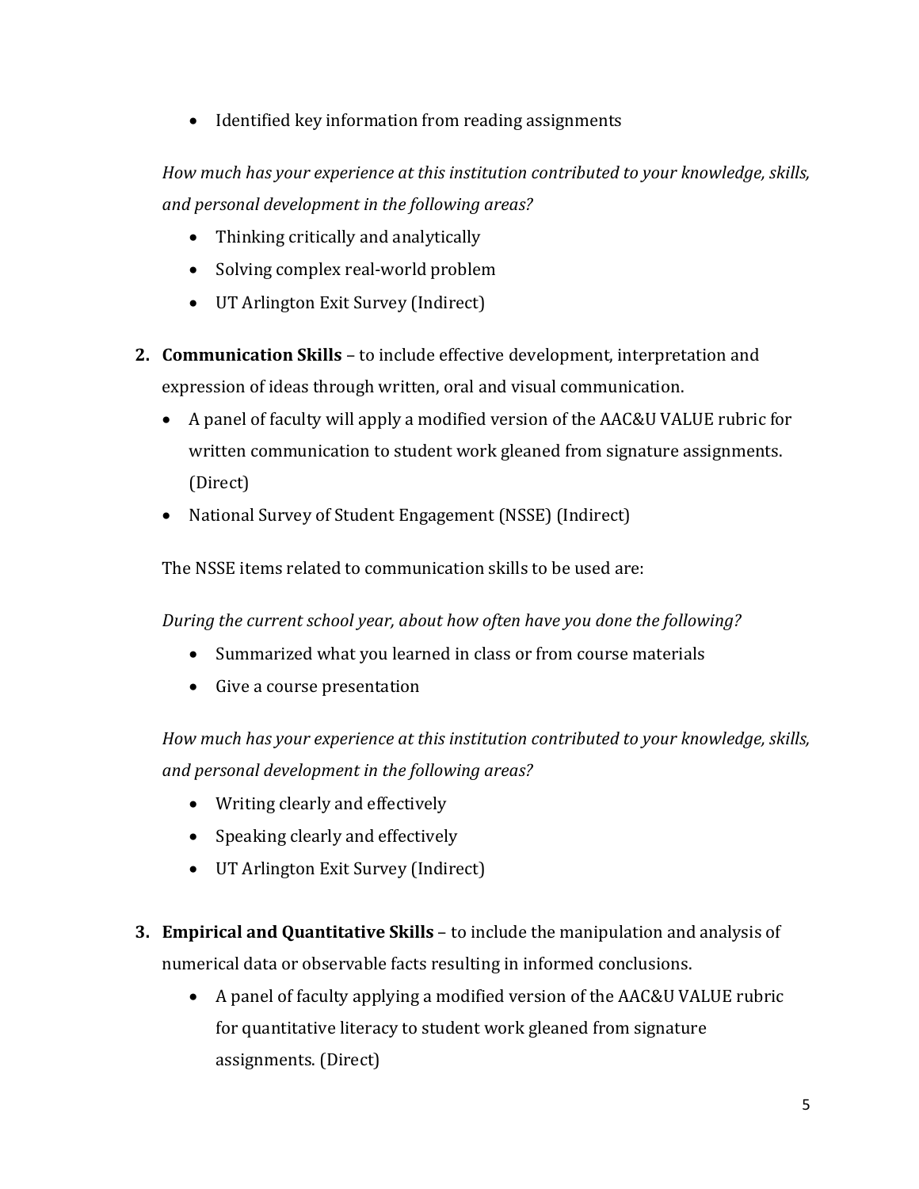- Identified key information from reading assignments

*How much has your experience at this institution contributed to your knowledge, skills, and personal development in the following areas?*

- Thinking critically and analytically
- Solving complex real-world problem
- UT Arlington Exit Survey (Indirect)

2. **Communication Skills** – to include effective development, interpretation and expression of ideas through written, oral and visual communication.
   - A panel of faculty will apply a modified version of the AAC&U VALUE rubric for written communication to student work gleaned from signature assignments. (Direct)
   - National Survey of Student Engagement (NSSE) (Indirect)

   The NSSE items related to communication skills to be used are:

   *During the current school year, about how often have you done the following?*

   - Summarized what you learned in class or from course materials
   - Give a course presentation

   *How much has your experience at this institution contributed to your knowledge, skills, and personal development in the following areas?*

   - Writing clearly and effectively
   - Speaking clearly and effectively
   - UT Arlington Exit Survey (Indirect)

3. **Empirical and Quantitative Skills** – to include the manipulation and analysis of numerical data or observable facts resulting in informed conclusions.
   - A panel of faculty applying a modified version of the AAC&U VALUE rubric for quantitative literacy to student work gleaned from signature assignments. (Direct)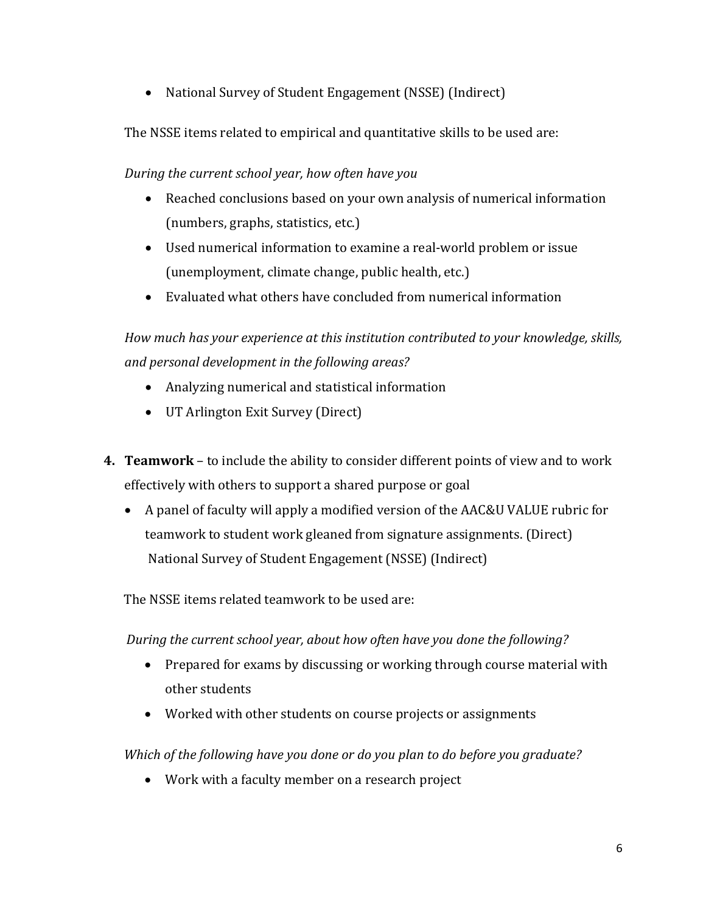- National Survey of Student Engagement (NSSE) (Indirect)

The NSSE items related to empirical and quantitative skills to be used are:

*During the current school year, how often have you*

- Reached conclusions based on your own analysis of numerical information (numbers, graphs, statistics, etc.)
- Used numerical information to examine a real-world problem or issue (unemployment, climate change, public health, etc.)
- Evaluated what others have concluded from numerical information

*How much has your experience at this institution contributed to your knowledge, skills, and personal development in the following areas?*

- Analyzing numerical and statistical information
- UT Arlington Exit Survey (Direct)

4. **Teamwork** – to include the ability to consider different points of view and to work effectively with others to support a shared purpose or goal
   - A panel of faculty will apply a modified version of the AAC&U VALUE rubric for teamwork to student work gleaned from signature assignments. (Direct) National Survey of Student Engagement (NSSE) (Indirect)

The NSSE items related teamwork to be used are:

*During the current school year, about how often have you done the following?*

- Prepared for exams by discussing or working through course material with other students
- Worked with other students on course projects or assignments

*Which of the following have you done or do you plan to do before you graduate?*

- Work with a faculty member on a research project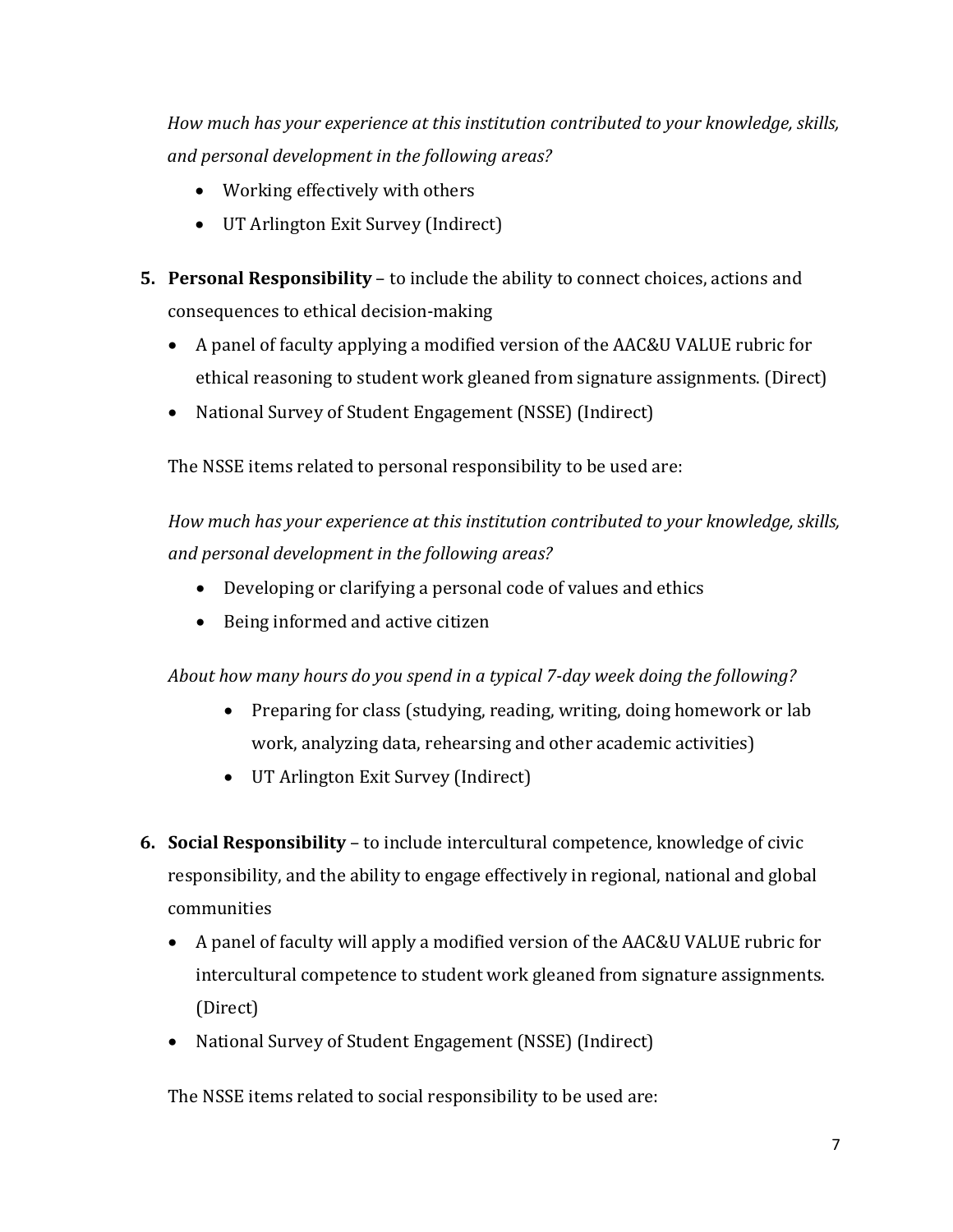*How much has your experience at this institution contributed to your knowledge, skills, and personal development in the following areas?*

- Working effectively with others
- UT Arlington Exit Survey (Indirect)

5. **Personal Responsibility** – to include the ability to connect choices, actions and consequences to ethical decision-making
   - A panel of faculty applying a modified version of the AAC&U VALUE rubric for ethical reasoning to student work gleaned from signature assignments. (Direct)
   - National Survey of Student Engagement (NSSE) (Indirect)

   The NSSE items related to personal responsibility to be used are:

   *How much has your experience at this institution contributed to your knowledge, skills, and personal development in the following areas?*

   - Developing or clarifying a personal code of values and ethics
   - Being informed and active citizen

   *About how many hours do you spend in a typical 7-day week doing the following?*

     - Preparing for class (studying, reading, writing, doing homework or lab work, analyzing data, rehearsing and other academic activities)
     - UT Arlington Exit Survey (Indirect)

6. **Social Responsibility** – to include intercultural competence, knowledge of civic responsibility, and the ability to engage effectively in regional, national and global communities
   - A panel of faculty will apply a modified version of the AAC&U VALUE rubric for intercultural competence to student work gleaned from signature assignments. (Direct)
   - National Survey of Student Engagement (NSSE) (Indirect)

   The NSSE items related to social responsibility to be used are: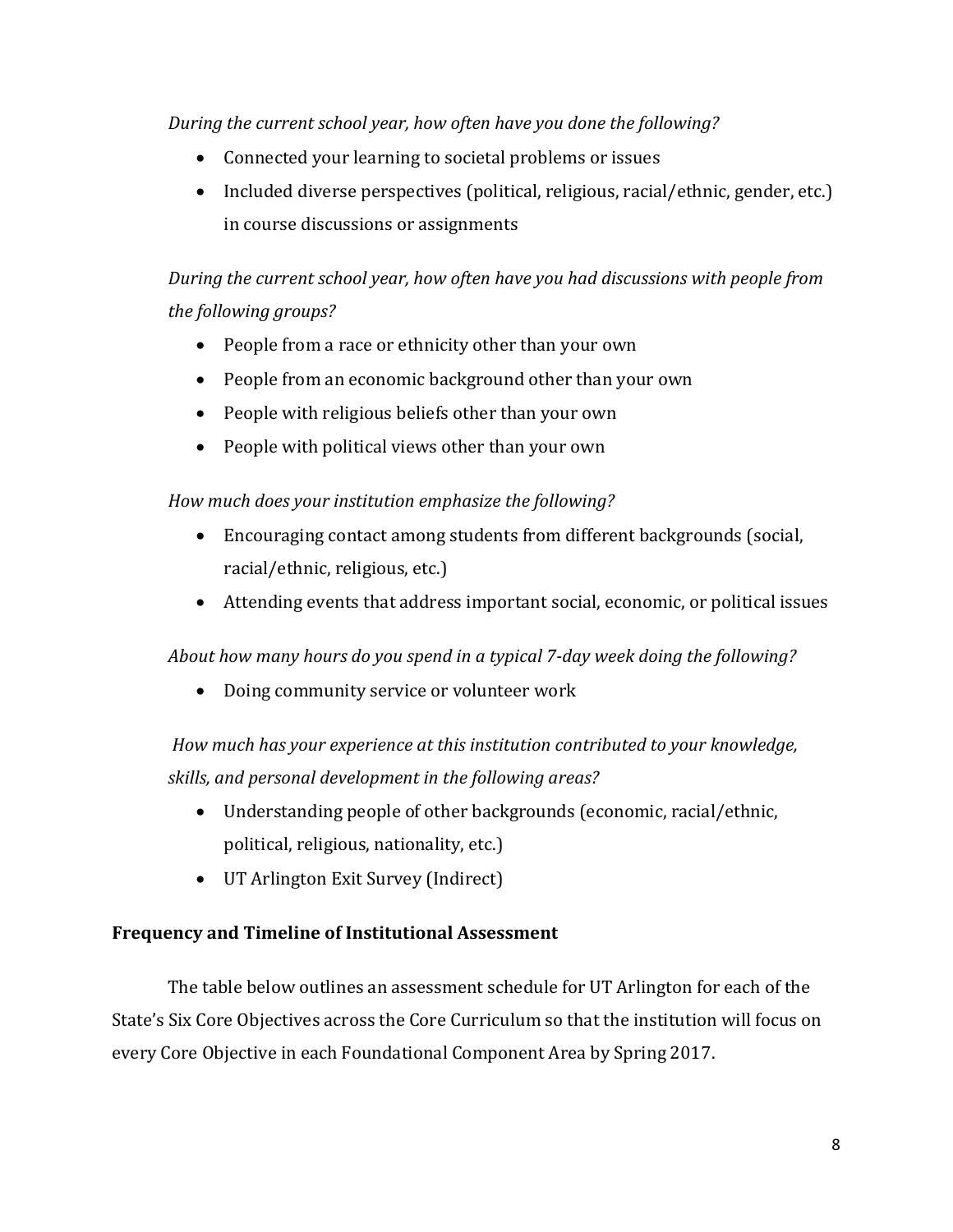*During the current school year, how often have you done the following?*

- Connected your learning to societal problems or issues
- Included diverse perspectives (political, religious, racial/ethnic, gender, etc.) in course discussions or assignments

*During the current school year, how often have you had discussions with people from the following groups?*

- People from a race or ethnicity other than your own
- People from an economic background other than your own
- People with religious beliefs other than your own
- People with political views other than your own

*How much does your institution emphasize the following?*

- Encouraging contact among students from different backgrounds (social, racial/ethnic, religious, etc.)
- Attending events that address important social, economic, or political issues

*About how many hours do you spend in a typical 7-day week doing the following?*

- Doing community service or volunteer work

*How much has your experience at this institution contributed to your knowledge, skills, and personal development in the following areas?*

- Understanding people of other backgrounds (economic, racial/ethnic, political, religious, nationality, etc.)
- UT Arlington Exit Survey (Indirect)

**Frequency and Timeline of Institutional Assessment**

The table below outlines an assessment schedule for UT Arlington for each of the State's Six Core Objectives across the Core Curriculum so that the institution will focus on every Core Objective in each Foundational Component Area by Spring 2017.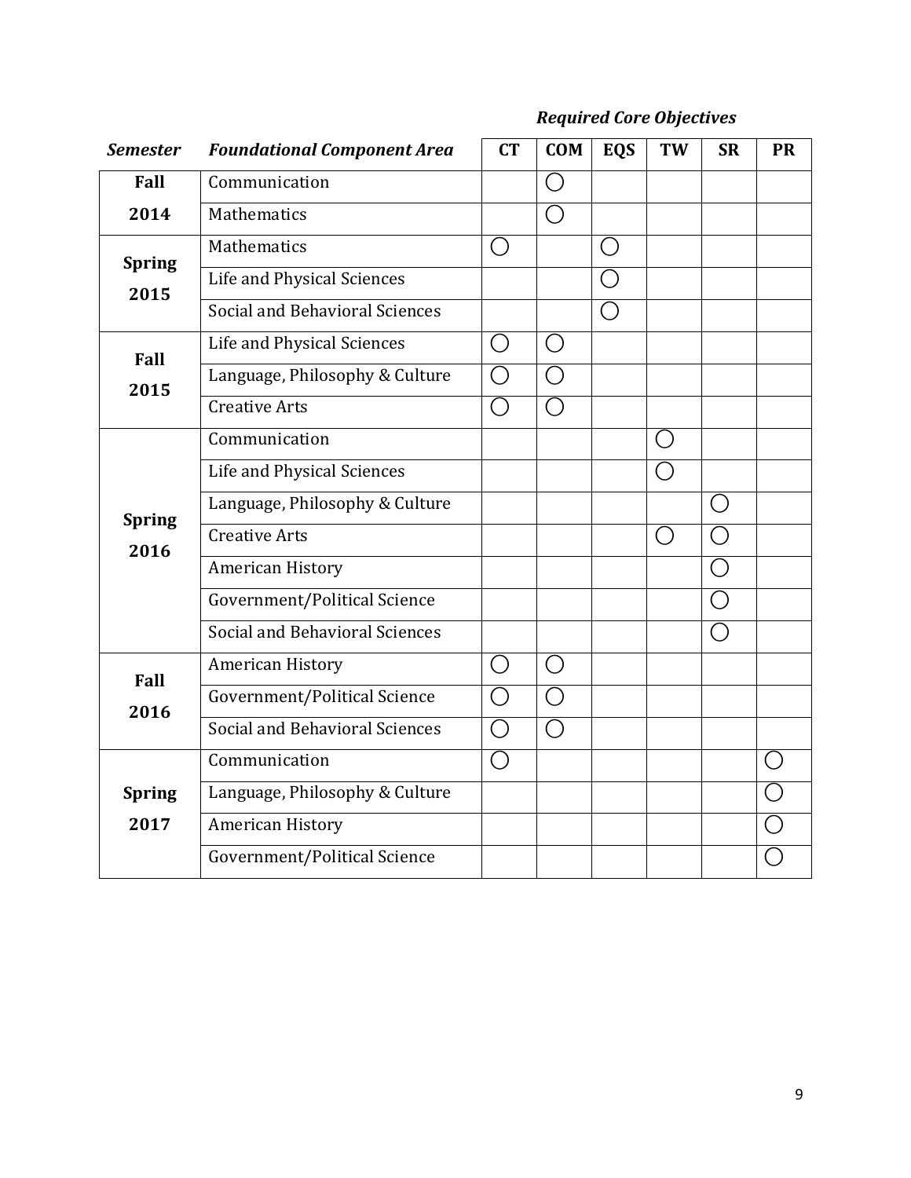*Required Core Objectives*

| *Semester* | *Foundational Component Area* | CT | COM | EQS | TW | SR | PR |
|---|---|---|---|---|---|---|---|
| **Fall 2014** | Communication | | ◯ | | | | |
| | Mathematics | | ◯ | | | | |
| **Spring 2015** | Mathematics | ◯ | | ◯ | | | |
| | Life and Physical Sciences | | | ◯ | | | |
| | Social and Behavioral Sciences | | | ◯ | | | |
| **Fall 2015** | Life and Physical Sciences | ◯ | ◯ | | | | |
| | Language, Philosophy & Culture | ◯ | ◯ | | | | |
| | Creative Arts | ◯ | ◯ | | | | |
| **Spring 2016** | Communication | | | | ◯ | | |
| | Life and Physical Sciences | | | | ◯ | | |
| | Language, Philosophy & Culture | | | | | ◯ | |
| | Creative Arts | | | | ◯ | ◯ | |
| | American History | | | | | ◯ | |
| | Government/Political Science | | | | | ◯ | |
| | Social and Behavioral Sciences | | | | | ◯ | |
| **Fall 2016** | American History | ◯ | ◯ | | | | |
| | Government/Political Science | ◯ | ◯ | | | | |
| | Social and Behavioral Sciences | ◯ | ◯ | | | | |
| **Spring 2017** | Communication | ◯ | | | | | ◯ |
| | Language, Philosophy & Culture | | | | | | ◯ |
| | American History | | | | | | ◯ |
| | Government/Political Science | | | | | | ◯ |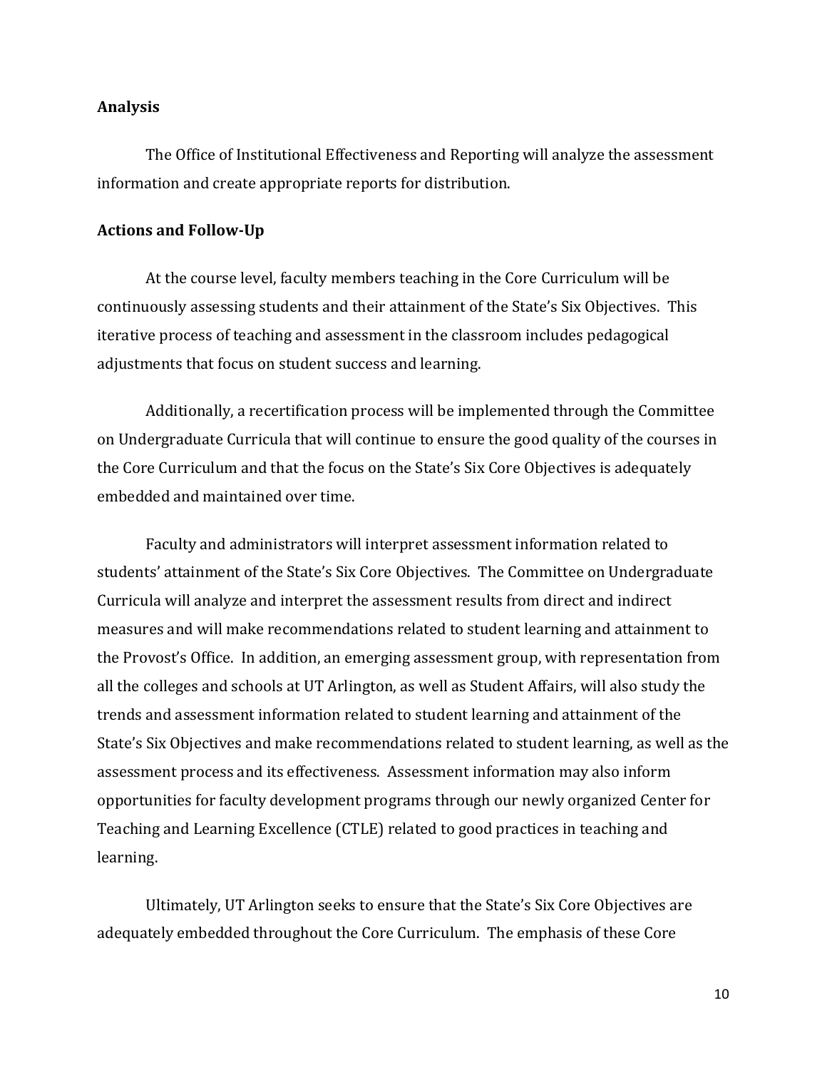## Analysis

The Office of Institutional Effectiveness and Reporting will analyze the assessment information and create appropriate reports for distribution.

## Actions and Follow-Up

At the course level, faculty members teaching in the Core Curriculum will be continuously assessing students and their attainment of the State's Six Objectives. This iterative process of teaching and assessment in the classroom includes pedagogical adjustments that focus on student success and learning.

Additionally, a recertification process will be implemented through the Committee on Undergraduate Curricula that will continue to ensure the good quality of the courses in the Core Curriculum and that the focus on the State's Six Core Objectives is adequately embedded and maintained over time.

Faculty and administrators will interpret assessment information related to students' attainment of the State's Six Core Objectives. The Committee on Undergraduate Curricula will analyze and interpret the assessment results from direct and indirect measures and will make recommendations related to student learning and attainment to the Provost's Office. In addition, an emerging assessment group, with representation from all the colleges and schools at UT Arlington, as well as Student Affairs, will also study the trends and assessment information related to student learning and attainment of the State's Six Objectives and make recommendations related to student learning, as well as the assessment process and its effectiveness. Assessment information may also inform opportunities for faculty development programs through our newly organized Center for Teaching and Learning Excellence (CTLE) related to good practices in teaching and learning.

Ultimately, UT Arlington seeks to ensure that the State's Six Core Objectives are adequately embedded throughout the Core Curriculum. The emphasis of these Core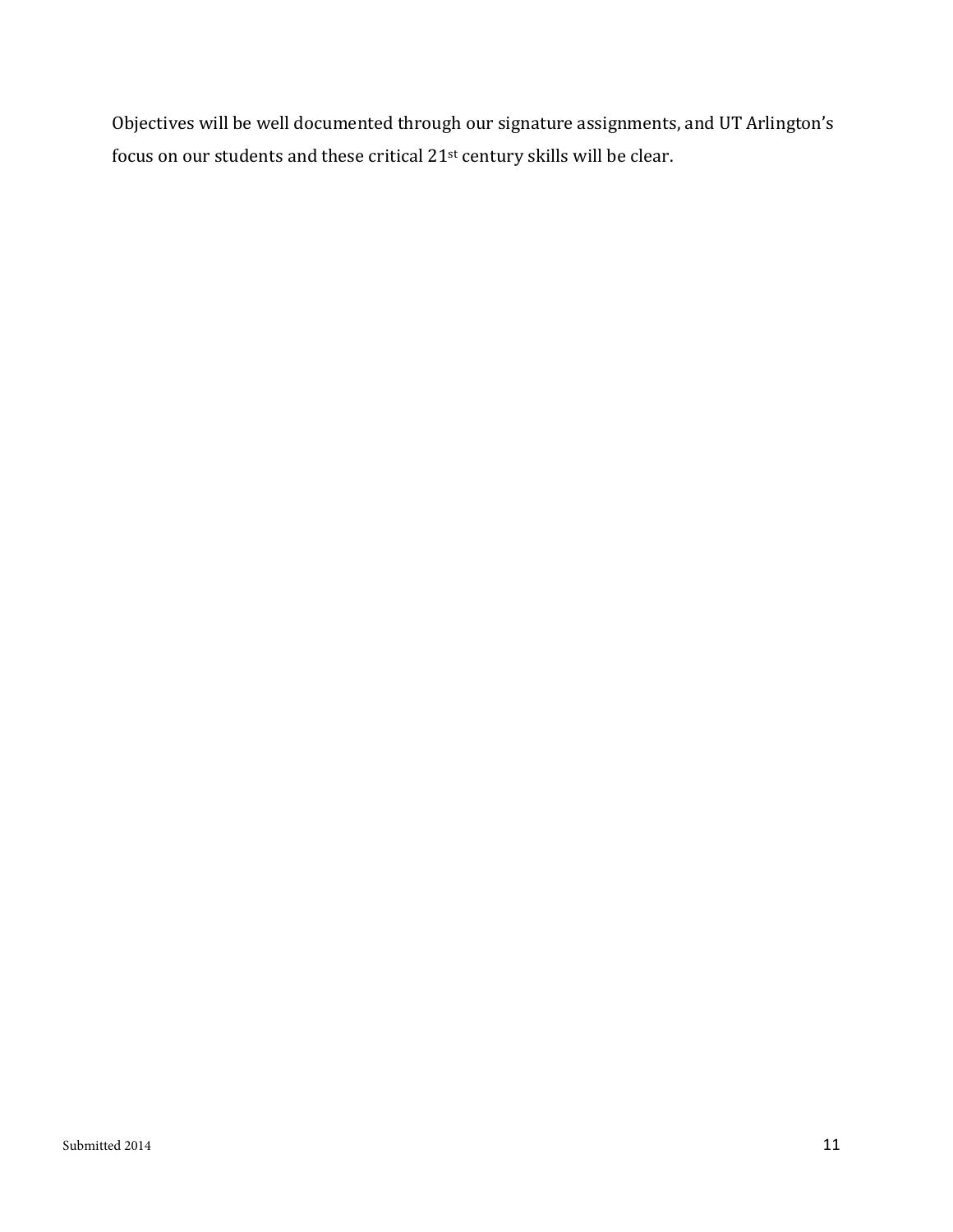Objectives will be well documented through our signature assignments, and UT Arlington's focus on our students and these critical 21st century skills will be clear.